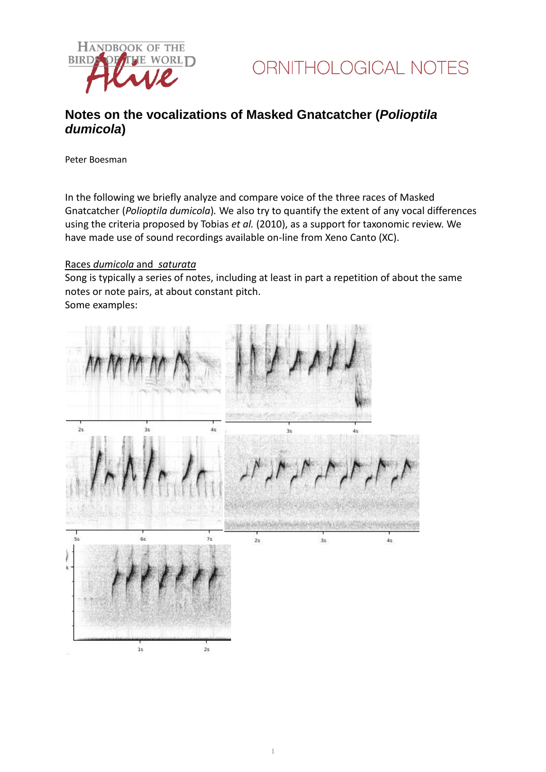ORNITHOLOGICAL NOTES

# Notes on the vocalizations of Masked Gnatcatcher (*Polioptila dumicola*)

Peter Boesman

In the following we briefly analyze and compare voice of the three races of Masked Gnatcatcher (*Polioptila dumicola*). We also try to quantify the extent of any vocal differences using the criteria proposed by Tobias *et al.* (2010), as a support for taxonomic review. We have made use of sound recordings available on-line from Xeno Canto (XC).

<u>Races *dumicola* and *saturata*</u>

Song is typically a series of notes, including at least in part a repetition of about the same notes or note pairs, at about constant pitch.

Some examples: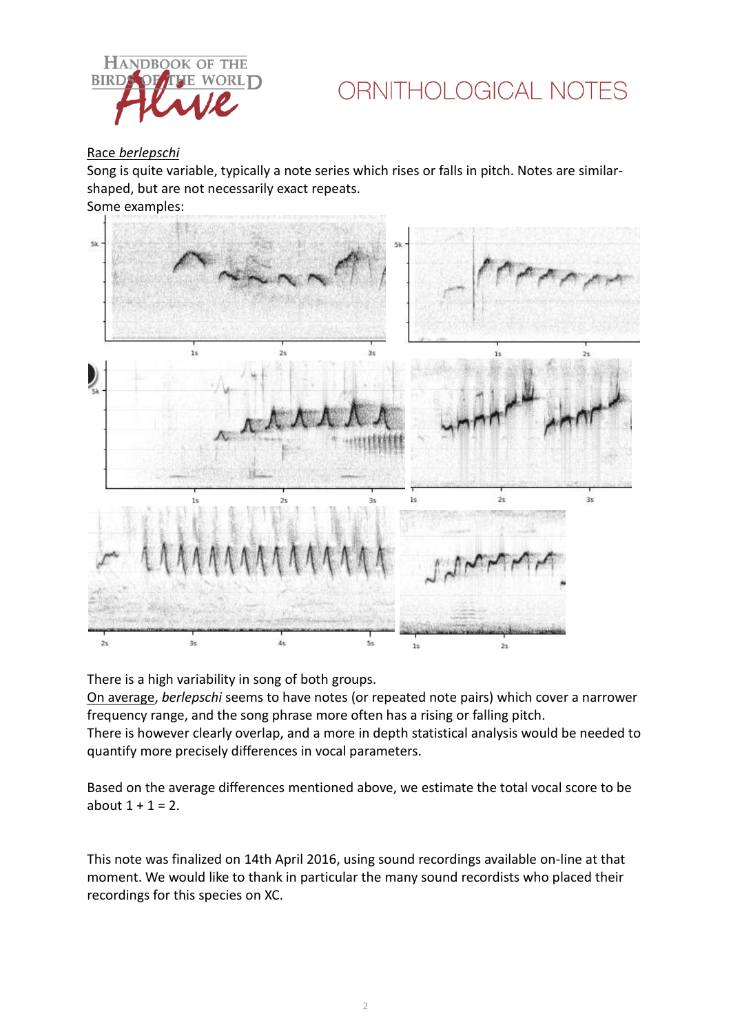Race *berlepschi*

Song is quite variable, typically a note series which rises or falls in pitch. Notes are similar-shaped, but are not necessarily exact repeats.

Some examples:

There is a high variability in song of both groups.

On average, *berlepschi* seems to have notes (or repeated note pairs) which cover a narrower frequency range, and the song phrase more often has a rising or falling pitch.

There is however clearly overlap, and a more in depth statistical analysis would be needed to quantify more precisely differences in vocal parameters.

Based on the average differences mentioned above, we estimate the total vocal score to be about 1 + 1 = 2.

This note was finalized on 14th April 2016, using sound recordings available on-line at that moment. We would like to thank in particular the many sound recordists who placed their recordings for this species on XC.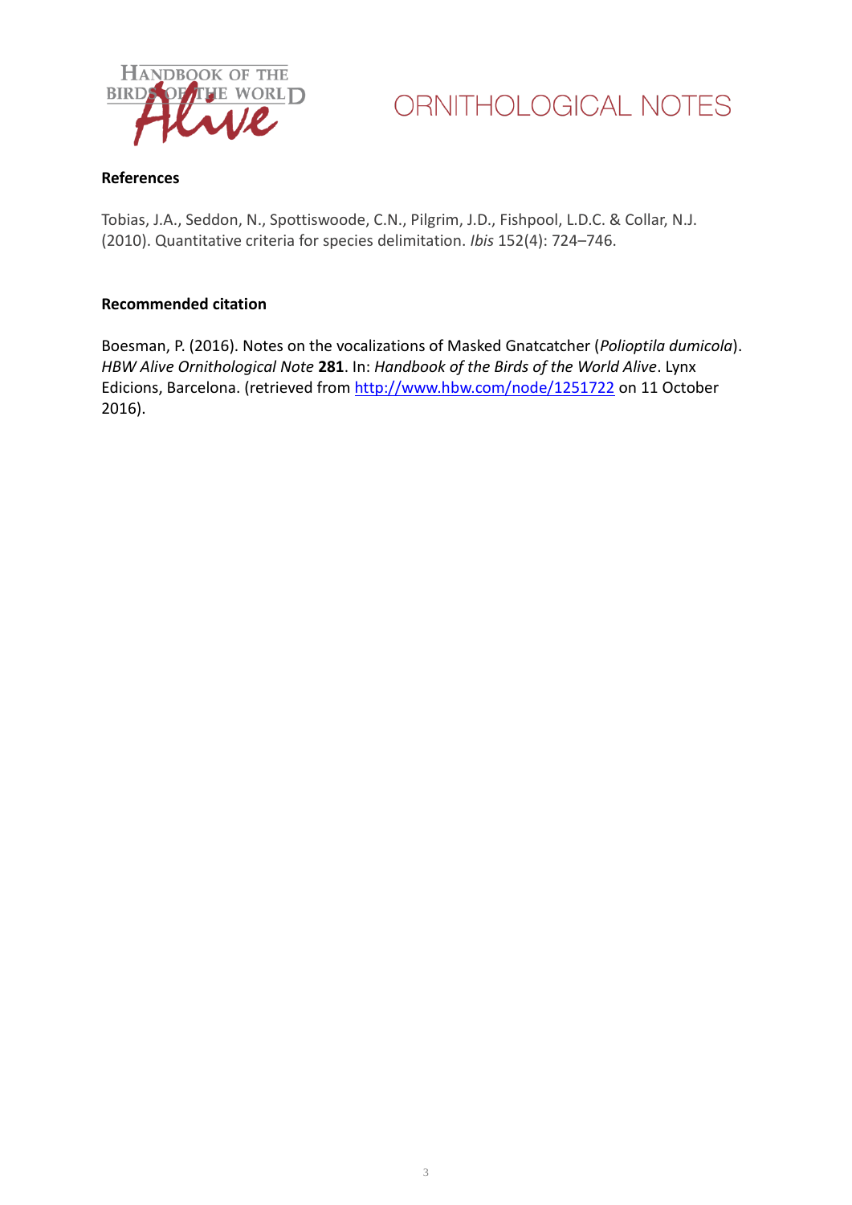**References**

Tobias, J.A., Seddon, N., Spottiswoode, C.N., Pilgrim, J.D., Fishpool, L.D.C. & Collar, N.J. (2010). Quantitative criteria for species delimitation. *Ibis* 152(4): 724–746.

**Recommended citation**

Boesman, P. (2016). Notes on the vocalizations of Masked Gnatcatcher (*Polioptila dumicola*). *HBW Alive Ornithological Note* **281**. In: *Handbook of the Birds of the World Alive*. Lynx Edicions, Barcelona. (retrieved from http://www.hbw.com/node/1251722 on 11 October 2016).